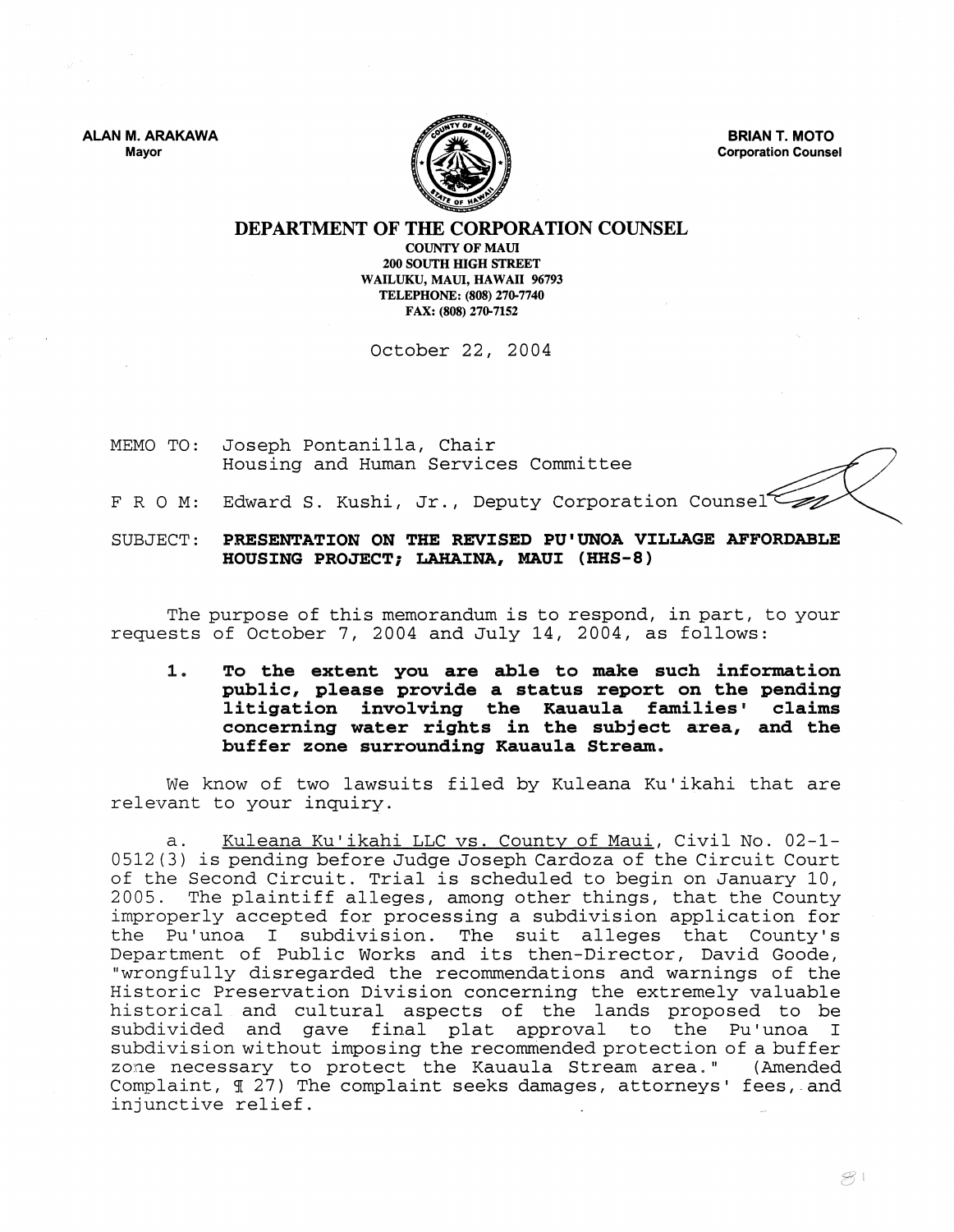**ALAN M. ARAKAWA**
Mayor

**BRIAN T. MOTO**
Corporation Counsel

# DEPARTMENT OF THE CORPORATION COUNSEL

COUNTY OF MAUI
200 SOUTH HIGH STREET
WAILUKU, MAUI, HAWAII 96793
TELEPHONE: (808) 270-7740
FAX: (808) 270-7152

October 22, 2004

MEMO TO: Joseph Pontanilla, Chair
Housing and Human Services Committee

F R O M: Edward S. Kushi, Jr., Deputy Corporation Counsel

SUBJECT: **PRESENTATION ON THE REVISED PU'UNOA VILLAGE AFFORDABLE HOUSING PROJECT; LAHAINA, MAUI (HHS-8)**

The purpose of this memorandum is to respond, in part, to your requests of October 7, 2004 and July 14, 2004, as follows:

1. **To the extent you are able to make such information public, please provide a status report on the pending litigation involving the Kauaula families' claims concerning water rights in the subject area, and the buffer zone surrounding Kauaula Stream.**

We know of two lawsuits filed by Kuleana Ku'ikahi that are relevant to your inquiry.

a. Kuleana Ku'ikahi LLC vs. County of Maui, Civil No. 02-1-0512(3) is pending before Judge Joseph Cardoza of the Circuit Court of the Second Circuit. Trial is scheduled to begin on January 10, 2005. The plaintiff alleges, among other things, that the County improperly accepted for processing a subdivision application for the Pu'unoa I subdivision. The suit alleges that County's Department of Public Works and its then-Director, David Goode, "wrongfully disregarded the recommendations and warnings of the Historic Preservation Division concerning the extremely valuable historical and cultural aspects of the lands proposed to be subdivided and gave final plat approval to the Pu'unoa I subdivision without imposing the recommended protection of a buffer zone necessary to protect the Kauaula Stream area." (Amended Complaint, ¶ 27) The complaint seeks damages, attorneys' fees, and injunctive relief.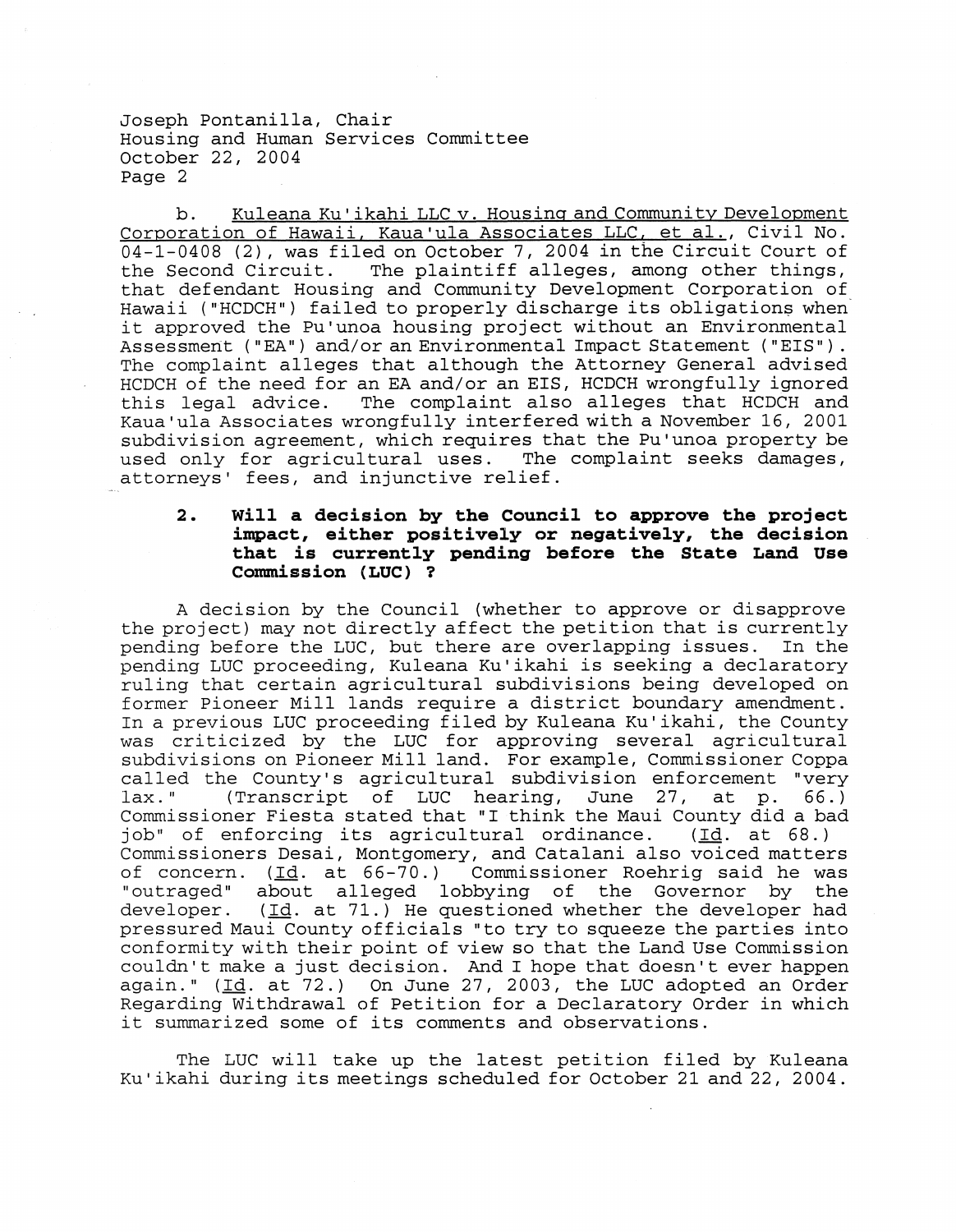b. Kuleana Ku'ikahi LLC v. Housing and Community Development Corporation of Hawaii, Kaua'ula Associates LLC, et al., Civil No. 04-1-0408 (2), was filed on October 7, 2004 in the Circuit Court of the Second Circuit. The plaintiff alleges, among other things, that defendant Housing and Community Development Corporation of Hawaii ("HCDCH") failed to properly discharge its obligations when it approved the Pu'unoa housing project without an Environmental Assessment ("EA") and/or an Environmental Impact Statement ("EIS"). The complaint alleges that although the Attorney General advised HCDCH of the need for an EA and/or an EIS, HCDCH wrongfully ignored this legal advice. The complaint also alleges that HCDCH and Kaua'ula Associates wrongfully interfered with a November 16, 2001 subdivision agreement, which requires that the Pu'unoa property be used only for agricultural uses. The complaint seeks damages, attorneys' fees, and injunctive relief.

**2. Will a decision by the Council to approve the project impact, either positively or negatively, the decision that is currently pending before the State Land Use Commission (LUC) ?**

A decision by the Council (whether to approve or disapprove the project) may not directly affect the petition that is currently pending before the LUC, but there are overlapping issues. In the pending LUC proceeding, Kuleana Ku'ikahi is seeking a declaratory ruling that certain agricultural subdivisions being developed on former Pioneer Mill lands require a district boundary amendment. In a previous LUC proceeding filed by Kuleana Ku'ikahi, the County was criticized by the LUC for approving several agricultural subdivisions on Pioneer Mill land. For example, Commissioner Coppa called the County's agricultural subdivision enforcement "very lax." (Transcript of LUC hearing, June 27, at p. 66.) Commissioner Fiesta stated that "I think the Maui County did a bad job" of enforcing its agricultural ordinance. (Id. at 68.) Commissioners Desai, Montgomery, and Catalani also voiced matters of concern. (Id. at 66-70.) Commissioner Roehrig said he was "outraged" about alleged lobbying of the Governor by the developer. (Id. at 71.) He questioned whether the developer had pressured Maui County officials "to try to squeeze the parties into conformity with their point of view so that the Land Use Commission couldn't make a just decision. And I hope that doesn't ever happen again." (Id. at 72.) On June 27, 2003, the LUC adopted an Order Regarding Withdrawal of Petition for a Declaratory Order in which it summarized some of its comments and observations.

The LUC will take up the latest petition filed by Kuleana Ku'ikahi during its meetings scheduled for October 21 and 22, 2004.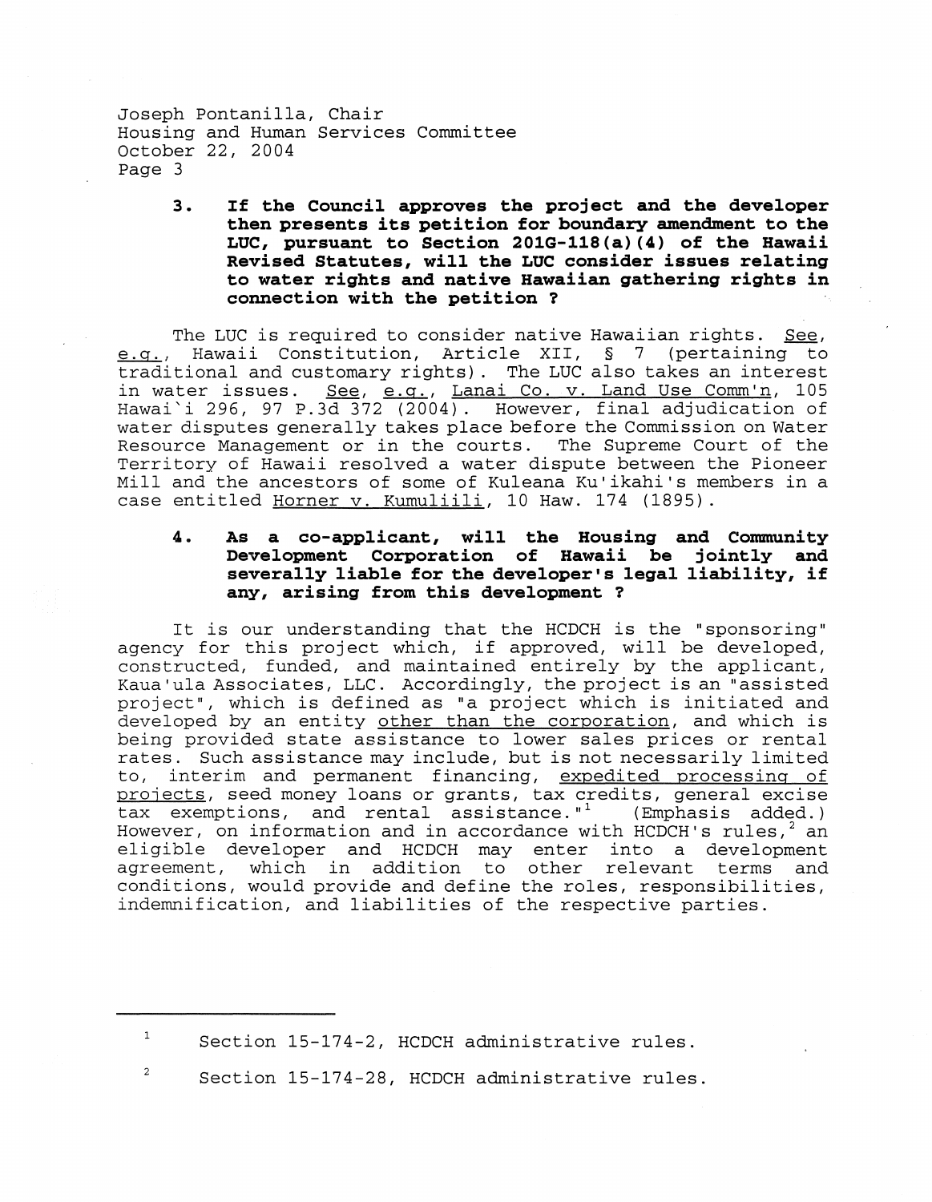**3. If the Council approves the project and the developer then presents its petition for boundary amendment to the LUC, pursuant to Section 201G-118(a)(4) of the Hawaii Revised Statutes, will the LUC consider issues relating to water rights and native Hawaiian gathering rights in connection with the petition ?**

The LUC is required to consider native Hawaiian rights. See, e.g., Hawaii Constitution, Article XII, § 7 (pertaining to traditional and customary rights). The LUC also takes an interest in water issues. See, e.g., Lanai Co. v. Land Use Comm'n, 105 Hawai`i 296, 97 P.3d 372 (2004). However, final adjudication of water disputes generally takes place before the Commission on Water Resource Management or in the courts. The Supreme Court of the Territory of Hawaii resolved a water dispute between the Pioneer Mill and the ancestors of some of Kuleana Ku'ikahi's members in a case entitled Horner v. Kumuliili, 10 Haw. 174 (1895).

**4. As a co-applicant, will the Housing and Community Development Corporation of Hawaii be jointly and severally liable for the developer's legal liability, if any, arising from this development ?**

It is our understanding that the HCDCH is the "sponsoring" agency for this project which, if approved, will be developed, constructed, funded, and maintained entirely by the applicant, Kaua'ula Associates, LLC. Accordingly, the project is an "assisted project", which is defined as "a project which is initiated and developed by an entity other than the corporation, and which is being provided state assistance to lower sales prices or rental rates. Such assistance may include, but is not necessarily limited to, interim and permanent financing, expedited processing of projects, seed money loans or grants, tax credits, general excise tax exemptions, and rental assistance."[1] (Emphasis added.) However, on information and in accordance with HCDCH's rules,[2] an eligible developer and HCDCH may enter into a development agreement, which in addition to other relevant terms and conditions, would provide and define the roles, responsibilities, indemnification, and liabilities of the respective parties.

---

[1] Section 15-174-2, HCDCH administrative rules.

[2] Section 15-174-28, HCDCH administrative rules.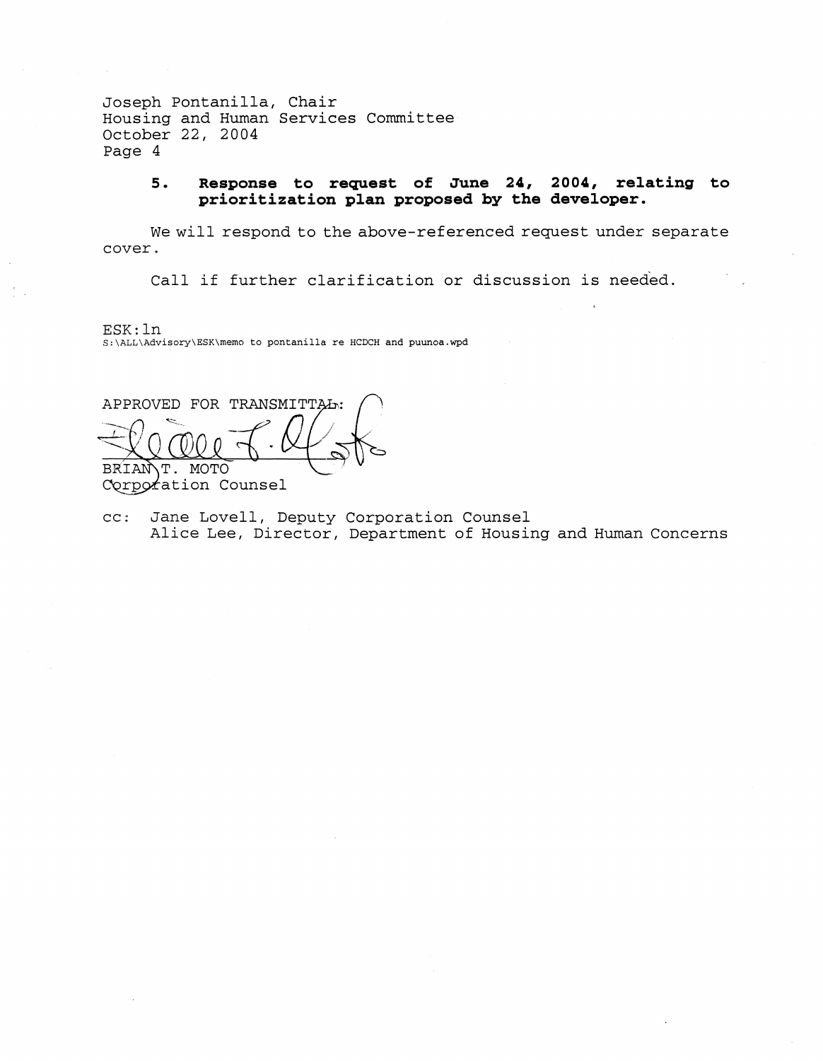Joseph Pontanilla, Chair
Housing and Human Services Committee
October 22, 2004

**5. Response to request of June 24, 2004, relating to prioritization plan proposed by the developer.**

We will respond to the above-referenced request under separate cover.

Call if further clarification or discussion is needed.

ESK:ln
S:\ALL\Advisory\ESK\memo to pontanilla re HCDCH and puunoa.wpd

APPROVED FOR TRANSMITTAL:

BRIAN T. MOTO
Corporation Counsel

cc: Jane Lovell, Deputy Corporation Counsel
Alice Lee, Director, Department of Housing and Human Concerns